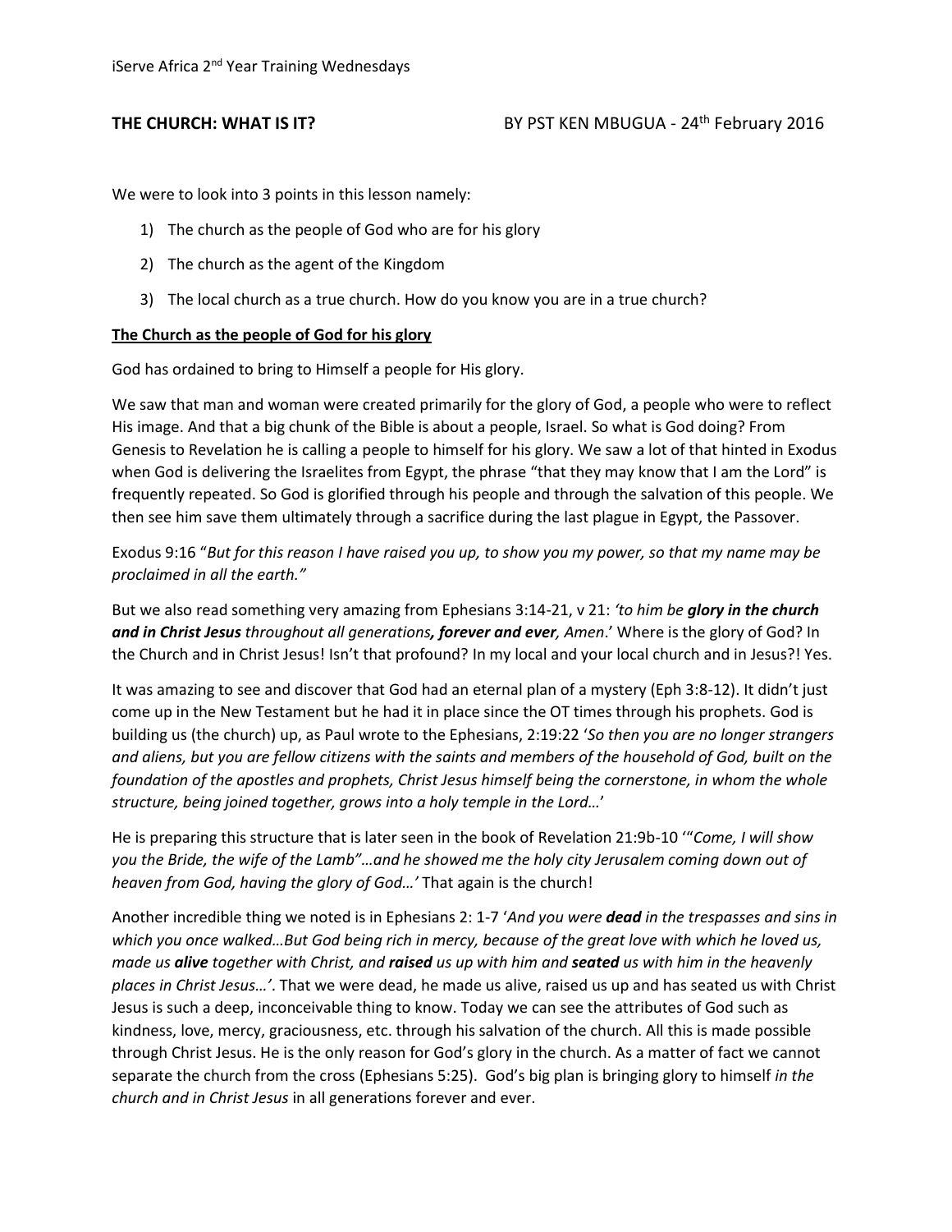iServe Africa 2nd Year Training Wednesdays

**THE CHURCH: WHAT IS IT?** BY PST KEN MBUGUA - 24th February 2016

We were to look into 3 points in this lesson namely:

1) The church as the people of God who are for his glory
2) The church as the agent of the Kingdom
3) The local church as a true church. How do you know you are in a true church?

**The Church as the people of God for his glory**

God has ordained to bring to Himself a people for His glory.

We saw that man and woman were created primarily for the glory of God, a people who were to reflect His image. And that a big chunk of the Bible is about a people, Israel. So what is God doing? From Genesis to Revelation he is calling a people to himself for his glory. We saw a lot of that hinted in Exodus when God is delivering the Israelites from Egypt, the phrase "that they may know that I am the Lord" is frequently repeated. So God is glorified through his people and through the salvation of this people. We then see him save them ultimately through a sacrifice during the last plague in Egypt, the Passover.

Exodus 9:16 "*But for this reason I have raised you up, to show you my power, so that my name may be proclaimed in all the earth."*

But we also read something very amazing from Ephesians 3:14-21, v 21: *'to him be **glory in the church and in Christ Jesus** throughout all generations**, forever and ever**, Amen*.' Where is the glory of God? In the Church and in Christ Jesus! Isn't that profound? In my local and your local church and in Jesus?! Yes.

It was amazing to see and discover that God had an eternal plan of a mystery (Eph 3:8-12). It didn't just come up in the New Testament but he had it in place since the OT times through his prophets. God is building us (the church) up, as Paul wrote to the Ephesians, 2:19:22 '*So then you are no longer strangers and aliens, but you are fellow citizens with the saints and members of the household of God, built on the foundation of the apostles and prophets, Christ Jesus himself being the cornerstone, in whom the whole structure, being joined together, grows into a holy temple in the Lord…*'

He is preparing this structure that is later seen in the book of Revelation 21:9b-10 '"*Come, I will show you the Bride, the wife of the Lamb"…and he showed me the holy city Jerusalem coming down out of heaven from God, having the glory of God…'* That again is the church!

Another incredible thing we noted is in Ephesians 2: 1-7 '*And you were **dead** in the trespasses and sins in which you once walked…But God being rich in mercy, because of the great love with which he loved us, made us **alive** together with Christ, and **raised** us up with him and **seated** us with him in the heavenly places in Christ Jesus…'*. That we were dead, he made us alive, raised us up and has seated us with Christ Jesus is such a deep, inconceivable thing to know. Today we can see the attributes of God such as kindness, love, mercy, graciousness, etc. through his salvation of the church. All this is made possible through Christ Jesus. He is the only reason for God's glory in the church. As a matter of fact we cannot separate the church from the cross (Ephesians 5:25). God's big plan is bringing glory to himself *in the church and in Christ Jesus* in all generations forever and ever.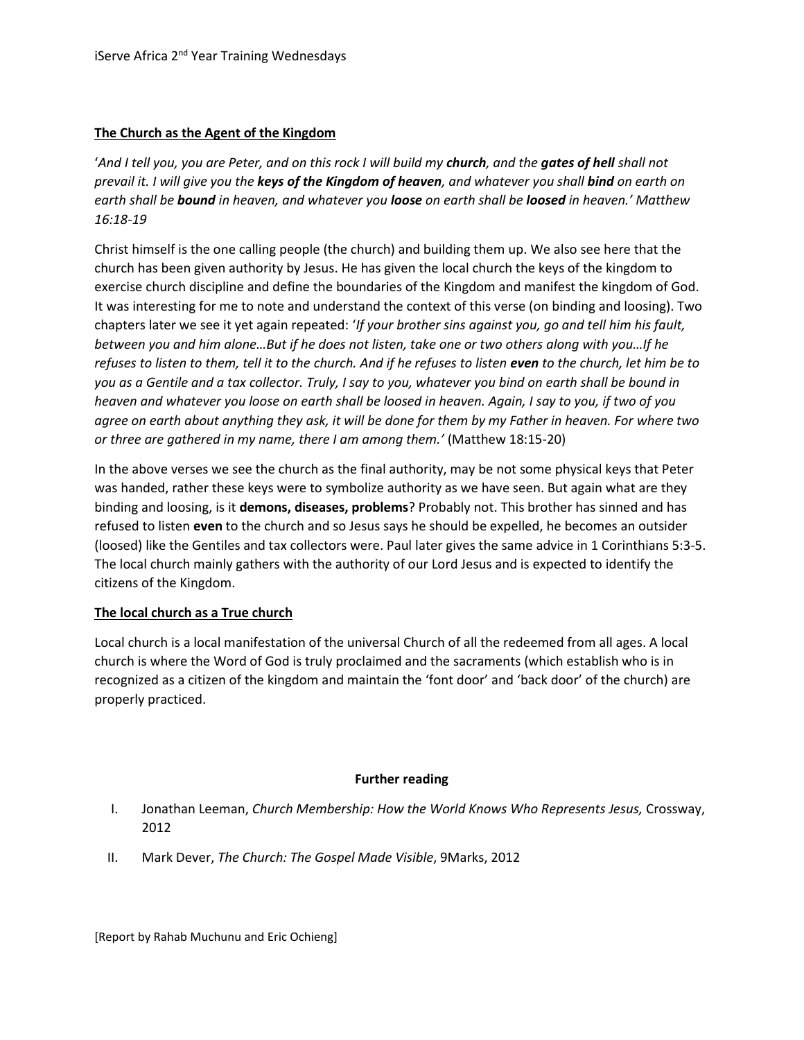**The Church as the Agent of the Kingdom**

'*And I tell you, you are Peter, and on this rock I will build my* ***church****, and the* ***gates of hell*** *shall not prevail it. I will give you the* ***keys of the Kingdom of heaven****, and whatever you shall* ***bind*** *on earth on earth shall be* ***bound*** *in heaven, and whatever you* ***loose*** *on earth shall be* ***loosed*** *in heaven.' Matthew 16:18-19*

Christ himself is the one calling people (the church) and building them up. We also see here that the church has been given authority by Jesus. He has given the local church the keys of the kingdom to exercise church discipline and define the boundaries of the Kingdom and manifest the kingdom of God. It was interesting for me to note and understand the context of this verse (on binding and loosing). Two chapters later we see it yet again repeated: '*If your brother sins against you, go and tell him his fault, between you and him alone…But if he does not listen, take one or two others along with you…If he refuses to listen to them, tell it to the church. And if he refuses to listen* ***even*** *to the church, let him be to you as a Gentile and a tax collector. Truly, I say to you, whatever you bind on earth shall be bound in heaven and whatever you loose on earth shall be loosed in heaven. Again, I say to you, if two of you agree on earth about anything they ask, it will be done for them by my Father in heaven. For where two or three are gathered in my name, there I am among them.'* (Matthew 18:15-20)

In the above verses we see the church as the final authority, may be not some physical keys that Peter was handed, rather these keys were to symbolize authority as we have seen. But again what are they binding and loosing, is it **demons, diseases, problems**? Probably not. This brother has sinned and has refused to listen **even** to the church and so Jesus says he should be expelled, he becomes an outsider (loosed) like the Gentiles and tax collectors were. Paul later gives the same advice in 1 Corinthians 5:3-5. The local church mainly gathers with the authority of our Lord Jesus and is expected to identify the citizens of the Kingdom.

**The local church as a True church**

Local church is a local manifestation of the universal Church of all the redeemed from all ages. A local church is where the Word of God is truly proclaimed and the sacraments (which establish who is in recognized as a citizen of the kingdom and maintain the 'font door' and 'back door' of the church) are properly practiced.

**Further reading**

I. Jonathan Leeman, *Church Membership: How the World Knows Who Represents Jesus,* Crossway, 2012

II. Mark Dever, *The Church: The Gospel Made Visible*, 9Marks, 2012

[Report by Rahab Muchunu and Eric Ochieng]